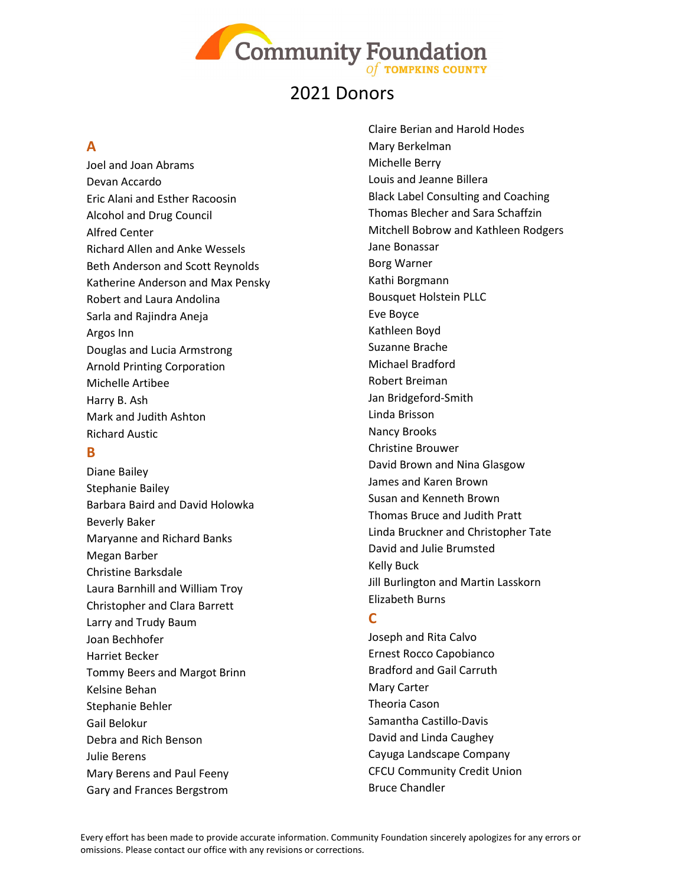Community Foundation of Tompkins County

# 2021 Donors

## A

Joel and Joan Abrams
Devan Accardo
Eric Alani and Esther Racoosin
Alcohol and Drug Council
Alfred Center
Richard Allen and Anke Wessels
Beth Anderson and Scott Reynolds
Katherine Anderson and Max Pensky
Robert and Laura Andolina
Sarla and Rajindra Aneja
Argos Inn
Douglas and Lucia Armstrong
Arnold Printing Corporation
Michelle Artibee
Harry B. Ash
Mark and Judith Ashton
Richard Austic

## B

Diane Bailey
Stephanie Bailey
Barbara Baird and David Holowka
Beverly Baker
Maryanne and Richard Banks
Megan Barber
Christine Barksdale
Laura Barnhill and William Troy
Christopher and Clara Barrett
Larry and Trudy Baum
Joan Bechhofer
Harriet Becker
Tommy Beers and Margot Brinn
Kelsine Behan
Stephanie Behler
Gail Belokur
Debra and Rich Benson
Julie Berens
Mary Berens and Paul Feeny
Gary and Frances Bergstrom
Claire Berian and Harold Hodes
Mary Berkelman
Michelle Berry
Louis and Jeanne Billera
Black Label Consulting and Coaching
Thomas Blecher and Sara Schaffzin
Mitchell Bobrow and Kathleen Rodgers
Jane Bonassar
Borg Warner
Kathi Borgmann
Bousquet Holstein PLLC
Eve Boyce
Kathleen Boyd
Suzanne Brache
Michael Bradford
Robert Breiman
Jan Bridgeford-Smith
Linda Brisson
Nancy Brooks
Christine Brouwer
David Brown and Nina Glasgow
James and Karen Brown
Susan and Kenneth Brown
Thomas Bruce and Judith Pratt
Linda Bruckner and Christopher Tate
David and Julie Brumsted
Kelly Buck
Jill Burlington and Martin Lasskorn
Elizabeth Burns

## C

Joseph and Rita Calvo
Ernest Rocco Capobianco
Bradford and Gail Carruth
Mary Carter
Theoria Cason
Samantha Castillo-Davis
David and Linda Caughey
Cayuga Landscape Company
CFCU Community Credit Union
Bruce Chandler

Every effort has been made to provide accurate information. Community Foundation sincerely apologizes for any errors or omissions. Please contact our office with any revisions or corrections.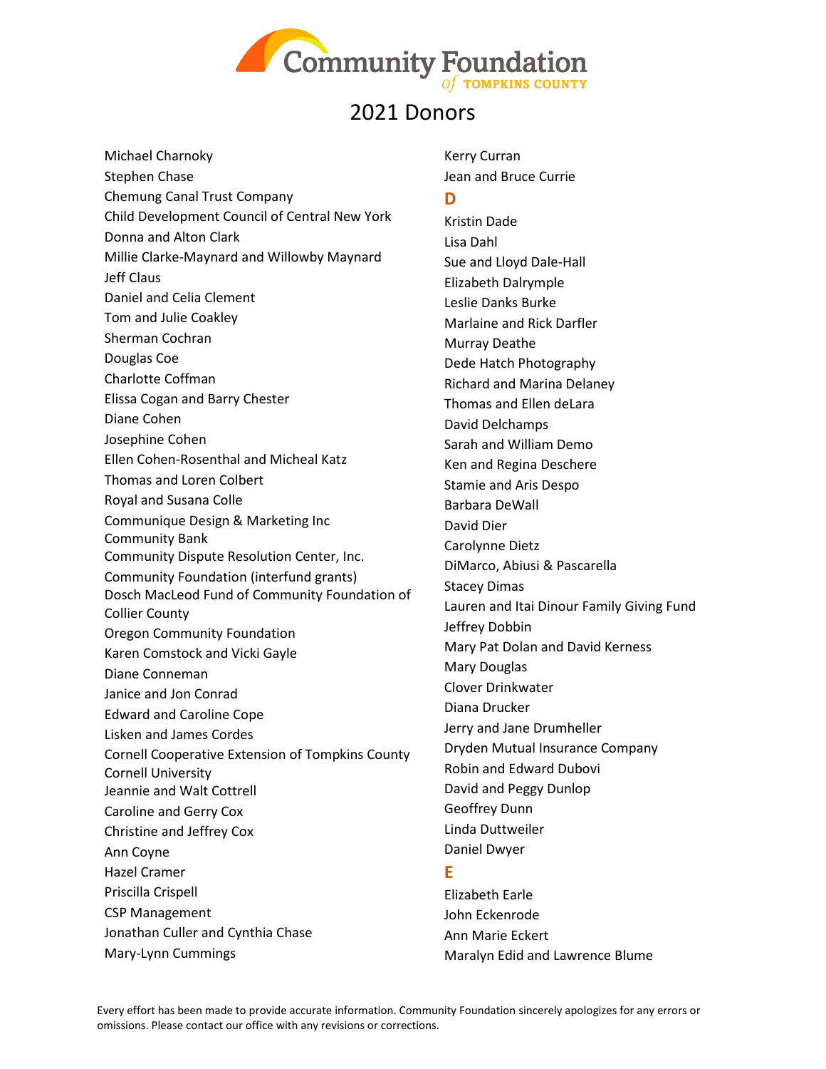# 2021 Donors

Michael Charnoky
Stephen Chase
Chemung Canal Trust Company
Child Development Council of Central New York
Donna and Alton Clark
Millie Clarke-Maynard and Willowby Maynard
Jeff Claus
Daniel and Celia Clement
Tom and Julie Coakley
Sherman Cochran
Douglas Coe
Charlotte Coffman
Elissa Cogan and Barry Chester
Diane Cohen
Josephine Cohen
Ellen Cohen-Rosenthal and Micheal Katz
Thomas and Loren Colbert
Royal and Susana Colle
Communique Design & Marketing Inc
Community Bank
Community Dispute Resolution Center, Inc.
Community Foundation (interfund grants)
Dosch MacLeod Fund of Community Foundation of Collier County
Oregon Community Foundation
Karen Comstock and Vicki Gayle
Diane Conneman
Janice and Jon Conrad
Edward and Caroline Cope
Lisken and James Cordes
Cornell Cooperative Extension of Tompkins County
Cornell University
Jeannie and Walt Cottrell
Caroline and Gerry Cox
Christine and Jeffrey Cox
Ann Coyne
Hazel Cramer
Priscilla Crispell
CSP Management
Jonathan Culler and Cynthia Chase
Mary-Lynn Cummings
Kerry Curran
Jean and Bruce Currie

## D

Kristin Dade
Lisa Dahl
Sue and Lloyd Dale-Hall
Elizabeth Dalrymple
Leslie Danks Burke
Marlaine and Rick Darfler
Murray Deathe
Dede Hatch Photography
Richard and Marina Delaney
Thomas and Ellen deLara
David Delchamps
Sarah and William Demo
Ken and Regina Deschere
Stamie and Aris Despo
Barbara DeWall
David Dier
Carolynne Dietz
DiMarco, Abiusi & Pascarella
Stacey Dimas
Lauren and Itai Dinour Family Giving Fund
Jeffrey Dobbin
Mary Pat Dolan and David Kerness
Mary Douglas
Clover Drinkwater
Diana Drucker
Jerry and Jane Drumheller
Dryden Mutual Insurance Company
Robin and Edward Dubovi
David and Peggy Dunlop
Geoffrey Dunn
Linda Duttweiler
Daniel Dwyer

## E

Elizabeth Earle
John Eckenrode
Ann Marie Eckert
Maralyn Edid and Lawrence Blume

Every effort has been made to provide accurate information. Community Foundation sincerely apologizes for any errors or omissions. Please contact our office with any revisions or corrections.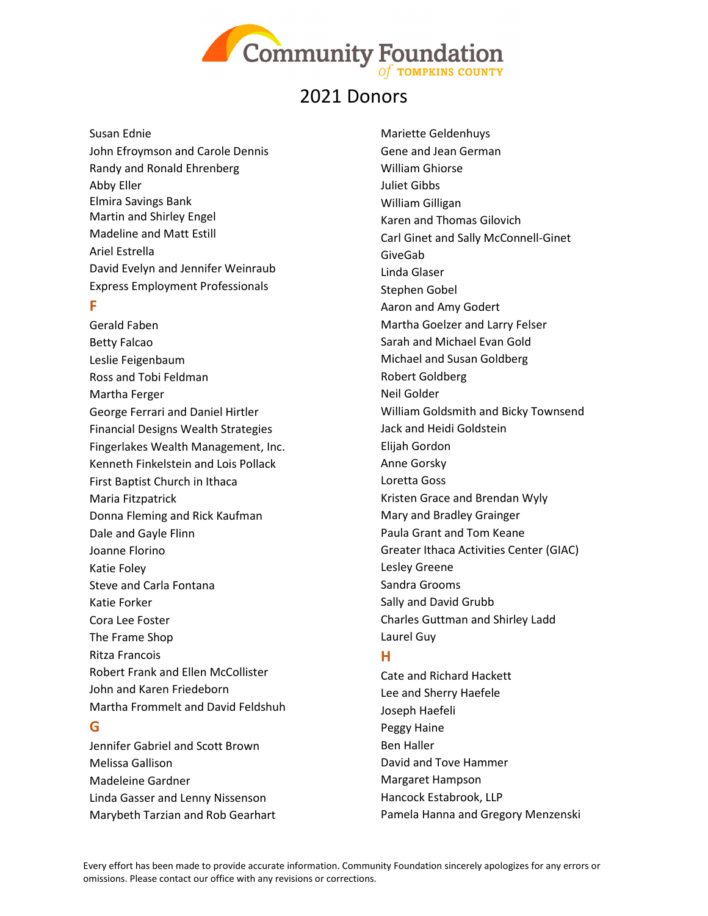# 2021 Donors

Susan Ednie
John Efroymson and Carole Dennis
Randy and Ronald Ehrenberg
Abby Eller
Elmira Savings Bank
Martin and Shirley Engel
Madeline and Matt Estill
Ariel Estrella
David Evelyn and Jennifer Weinraub
Express Employment Professionals

## F

Gerald Faben
Betty Falcao
Leslie Feigenbaum
Ross and Tobi Feldman
Martha Ferger
George Ferrari and Daniel Hirtler
Financial Designs Wealth Strategies
Fingerlakes Wealth Management, Inc.
Kenneth Finkelstein and Lois Pollack
First Baptist Church in Ithaca
Maria Fitzpatrick
Donna Fleming and Rick Kaufman
Dale and Gayle Flinn
Joanne Florino
Katie Foley
Steve and Carla Fontana
Katie Forker
Cora Lee Foster
The Frame Shop
Ritza Francois
Robert Frank and Ellen McCollister
John and Karen Friedeborn
Martha Frommelt and David Feldshuh

## G

Jennifer Gabriel and Scott Brown
Melissa Gallison
Madeleine Gardner
Linda Gasser and Lenny Nissenson
Marybeth Tarzian and Rob Gearhart
Mariette Geldenhuys
Gene and Jean German
William Ghiorse
Juliet Gibbs
William Gilligan
Karen and Thomas Gilovich
Carl Ginet and Sally McConnell-Ginet
GiveGab
Linda Glaser
Stephen Gobel
Aaron and Amy Godert
Martha Goelzer and Larry Felser
Sarah and Michael Evan Gold
Michael and Susan Goldberg
Robert Goldberg
Neil Golder
William Goldsmith and Bicky Townsend
Jack and Heidi Goldstein
Elijah Gordon
Anne Gorsky
Loretta Goss
Kristen Grace and Brendan Wyly
Mary and Bradley Grainger
Paula Grant and Tom Keane
Greater Ithaca Activities Center (GIAC)
Lesley Greene
Sandra Grooms
Sally and David Grubb
Charles Guttman and Shirley Ladd
Laurel Guy

## H

Cate and Richard Hackett
Lee and Sherry Haefele
Joseph Haefeli
Peggy Haine
Ben Haller
David and Tove Hammer
Margaret Hampson
Hancock Estabrook, LLP
Pamela Hanna and Gregory Menzenski

Every effort has been made to provide accurate information. Community Foundation sincerely apologizes for any errors or omissions. Please contact our office with any revisions or corrections.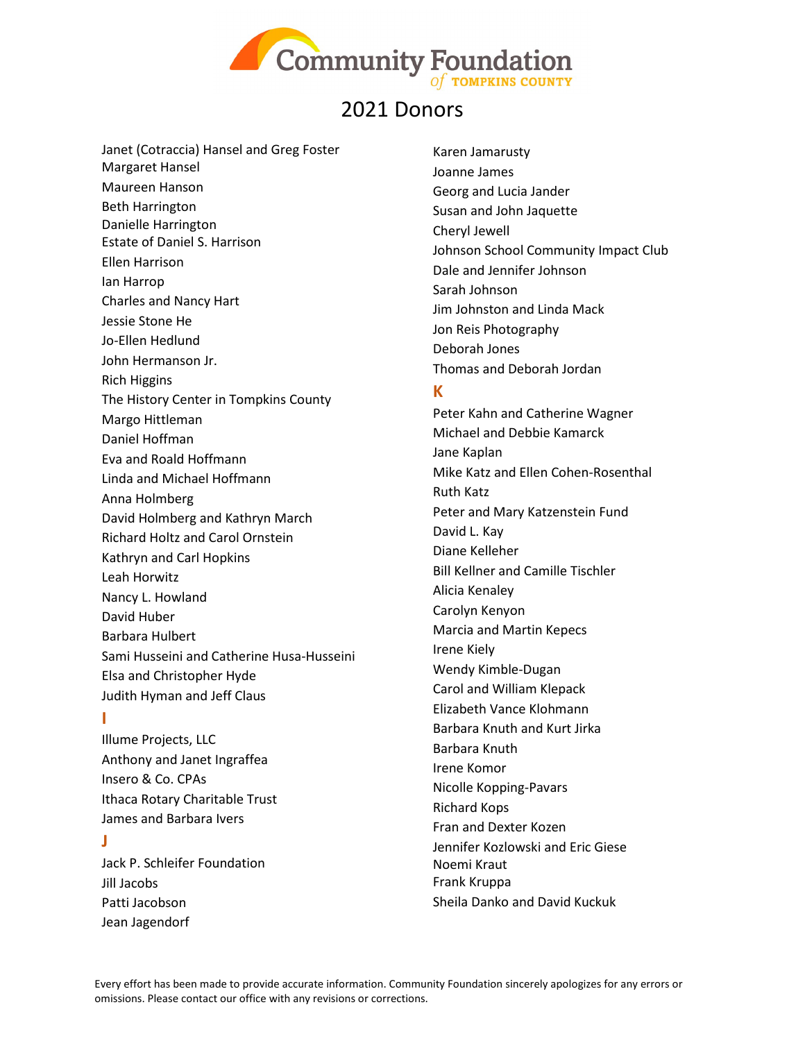# 2021 Donors

Janet (Cotraccia) Hansel and Greg Foster
Margaret Hansel
Maureen Hanson
Beth Harrington
Danielle Harrington
Estate of Daniel S. Harrison
Ellen Harrison
Ian Harrop
Charles and Nancy Hart
Jessie Stone He
Jo-Ellen Hedlund
John Hermanson Jr.
Rich Higgins
The History Center in Tompkins County
Margo Hittleman
Daniel Hoffman
Eva and Roald Hoffmann
Linda and Michael Hoffmann
Anna Holmberg
David Holmberg and Kathryn March
Richard Holtz and Carol Ornstein
Kathryn and Carl Hopkins
Leah Horwitz
Nancy L. Howland
David Huber
Barbara Hulbert
Sami Husseini and Catherine Husa-Husseini
Elsa and Christopher Hyde
Judith Hyman and Jeff Claus

## I

Illume Projects, LLC
Anthony and Janet Ingraffea
Insero & Co. CPAs
Ithaca Rotary Charitable Trust
James and Barbara Ivers

## J

Jack P. Schleifer Foundation
Jill Jacobs
Patti Jacobson
Jean Jagendorf
Karen Jamarusty
Joanne James
Georg and Lucia Jander
Susan and John Jaquette
Cheryl Jewell
Johnson School Community Impact Club
Dale and Jennifer Johnson
Sarah Johnson
Jim Johnston and Linda Mack
Jon Reis Photography
Deborah Jones
Thomas and Deborah Jordan

## K

Peter Kahn and Catherine Wagner
Michael and Debbie Kamarck
Jane Kaplan
Mike Katz and Ellen Cohen-Rosenthal
Ruth Katz
Peter and Mary Katzenstein Fund
David L. Kay
Diane Kelleher
Bill Kellner and Camille Tischler
Alicia Kenaley
Carolyn Kenyon
Marcia and Martin Kepecs
Irene Kiely
Wendy Kimble-Dugan
Carol and William Klepack
Elizabeth Vance Klohmann
Barbara Knuth and Kurt Jirka
Barbara Knuth
Irene Komor
Nicolle Kopping-Pavars
Richard Kops
Fran and Dexter Kozen
Jennifer Kozlowski and Eric Giese
Noemi Kraut
Frank Kruppa
Sheila Danko and David Kuckuk

Every effort has been made to provide accurate information. Community Foundation sincerely apologizes for any errors or omissions. Please contact our office with any revisions or corrections.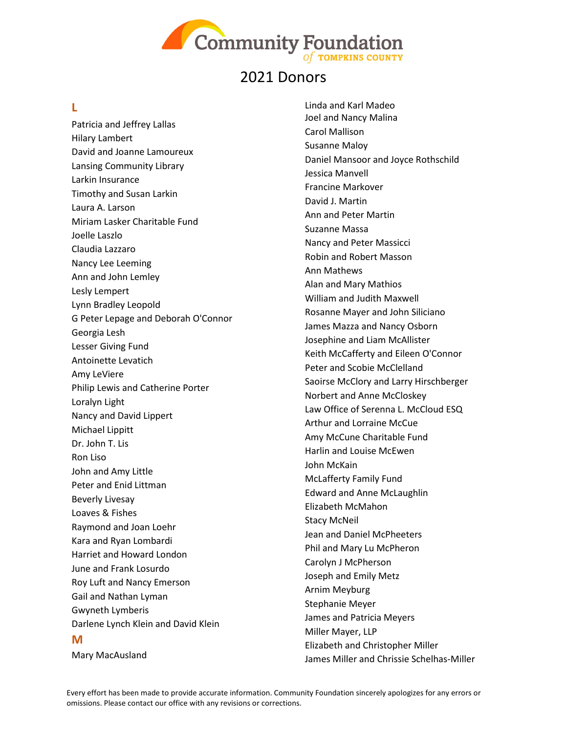# 2021 Donors

## L

Patricia and Jeffrey Lallas
Hilary Lambert
David and Joanne Lamoureux
Lansing Community Library
Larkin Insurance
Timothy and Susan Larkin
Laura A. Larson
Miriam Lasker Charitable Fund
Joelle Laszlo
Claudia Lazzaro
Nancy Lee Leeming
Ann and John Lemley
Lesly Lempert
Lynn Bradley Leopold
G Peter Lepage and Deborah O'Connor
Georgia Lesh
Lesser Giving Fund
Antoinette Levatich
Amy LeViere
Philip Lewis and Catherine Porter
Loralyn Light
Nancy and David Lippert
Michael Lippitt
Dr. John T. Lis
Ron Liso
John and Amy Little
Peter and Enid Littman
Beverly Livesay
Loaves & Fishes
Raymond and Joan Loehr
Kara and Ryan Lombardi
Harriet and Howard London
June and Frank Losurdo
Roy Luft and Nancy Emerson
Gail and Nathan Lyman
Gwyneth Lymberis
Darlene Lynch Klein and David Klein

## M

Mary MacAusland
Linda and Karl Madeo
Joel and Nancy Malina
Carol Mallison
Susanne Maloy
Daniel Mansoor and Joyce Rothschild
Jessica Manvell
Francine Markover
David J. Martin
Ann and Peter Martin
Suzanne Massa
Nancy and Peter Massicci
Robin and Robert Masson
Ann Mathews
Alan and Mary Mathios
William and Judith Maxwell
Rosanne Mayer and John Siliciano
James Mazza and Nancy Osborn
Josephine and Liam McAllister
Keith McCafferty and Eileen O'Connor
Peter and Scobie McClelland
Saoirse McClory and Larry Hirschberger
Norbert and Anne McCloskey
Law Office of Serenna L. McCloud ESQ
Arthur and Lorraine McCue
Amy McCune Charitable Fund
Harlin and Louise McEwen
John McKain
McLafferty Family Fund
Edward and Anne McLaughlin
Elizabeth McMahon
Stacy McNeil
Jean and Daniel McPheeters
Phil and Mary Lu McPheron
Carolyn J McPherson
Joseph and Emily Metz
Arnim Meyburg
Stephanie Meyer
James and Patricia Meyers
Miller Mayer, LLP
Elizabeth and Christopher Miller
James Miller and Chrissie Schelhas-Miller

Every effort has been made to provide accurate information. Community Foundation sincerely apologizes for any errors or omissions. Please contact our office with any revisions or corrections.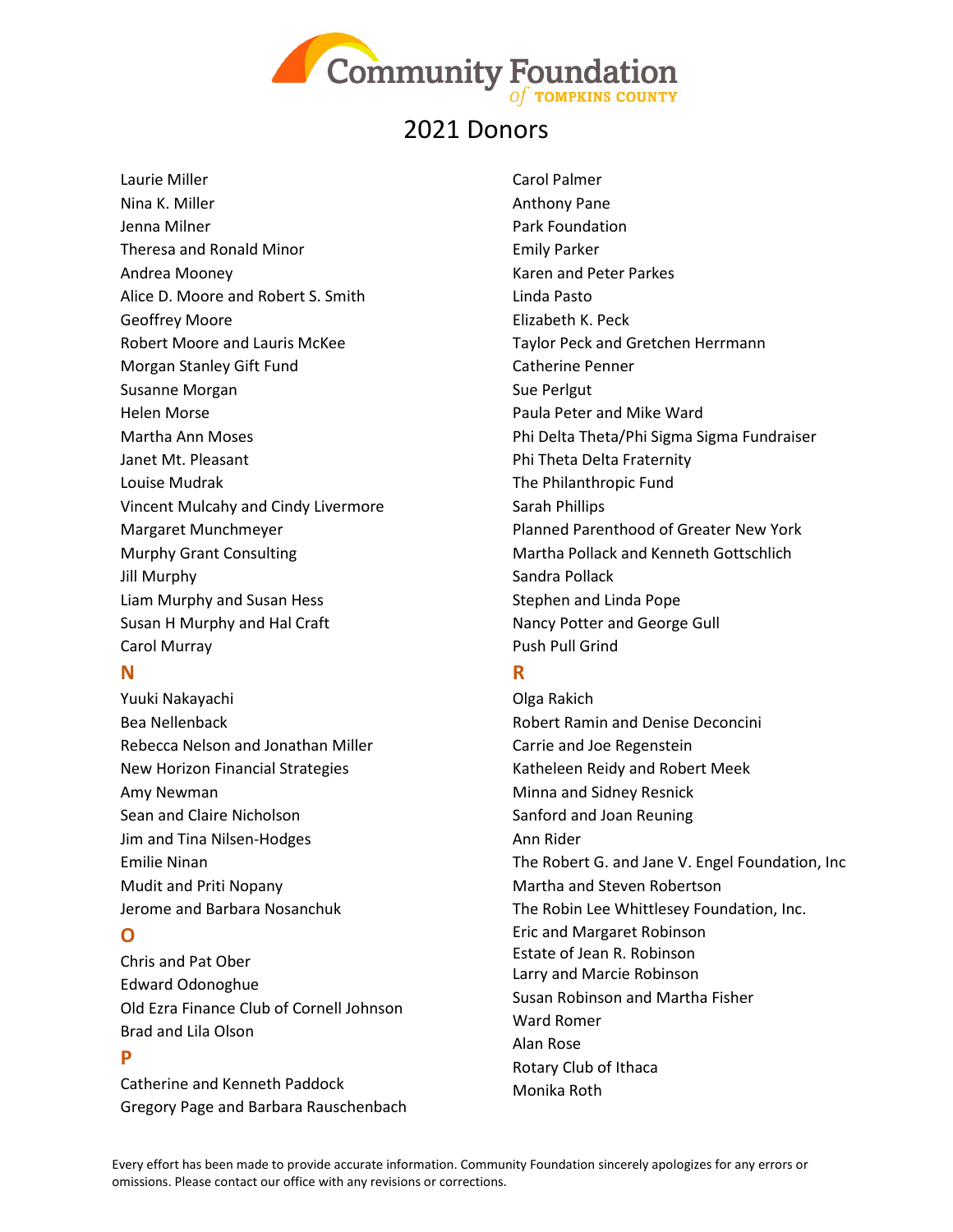# 2021 Donors

Laurie Miller
Nina K. Miller
Jenna Milner
Theresa and Ronald Minor
Andrea Mooney
Alice D. Moore and Robert S. Smith
Geoffrey Moore
Robert Moore and Lauris McKee
Morgan Stanley Gift Fund
Susanne Morgan
Helen Morse
Martha Ann Moses
Janet Mt. Pleasant
Louise Mudrak
Vincent Mulcahy and Cindy Livermore
Margaret Munchmeyer
Murphy Grant Consulting
Jill Murphy
Liam Murphy and Susan Hess
Susan H Murphy and Hal Craft
Carol Murray

## N

Yuuki Nakayachi
Bea Nellenback
Rebecca Nelson and Jonathan Miller
New Horizon Financial Strategies
Amy Newman
Sean and Claire Nicholson
Jim and Tina Nilsen-Hodges
Emilie Ninan
Mudit and Priti Nopany
Jerome and Barbara Nosanchuk

## O

Chris and Pat Ober
Edward Odonoghue
Old Ezra Finance Club of Cornell Johnson
Brad and Lila Olson

## P

Catherine and Kenneth Paddock
Gregory Page and Barbara Rauschenbach
Carol Palmer
Anthony Pane
Park Foundation
Emily Parker
Karen and Peter Parkes
Linda Pasto
Elizabeth K. Peck
Taylor Peck and Gretchen Herrmann
Catherine Penner
Sue Perlgut
Paula Peter and Mike Ward
Phi Delta Theta/Phi Sigma Sigma Fundraiser
Phi Theta Delta Fraternity
The Philanthropic Fund
Sarah Phillips
Planned Parenthood of Greater New York
Martha Pollack and Kenneth Gottschlich
Sandra Pollack
Stephen and Linda Pope
Nancy Potter and George Gull
Push Pull Grind

## R

Olga Rakich
Robert Ramin and Denise Deconcini
Carrie and Joe Regenstein
Katheleen Reidy and Robert Meek
Minna and Sidney Resnick
Sanford and Joan Reuning
Ann Rider
The Robert G. and Jane V. Engel Foundation, Inc
Martha and Steven Robertson
The Robin Lee Whittlesey Foundation, Inc.
Eric and Margaret Robinson
Estate of Jean R. Robinson
Larry and Marcie Robinson
Susan Robinson and Martha Fisher
Ward Romer
Alan Rose
Rotary Club of Ithaca
Monika Roth

Every effort has been made to provide accurate information. Community Foundation sincerely apologizes for any errors or omissions. Please contact our office with any revisions or corrections.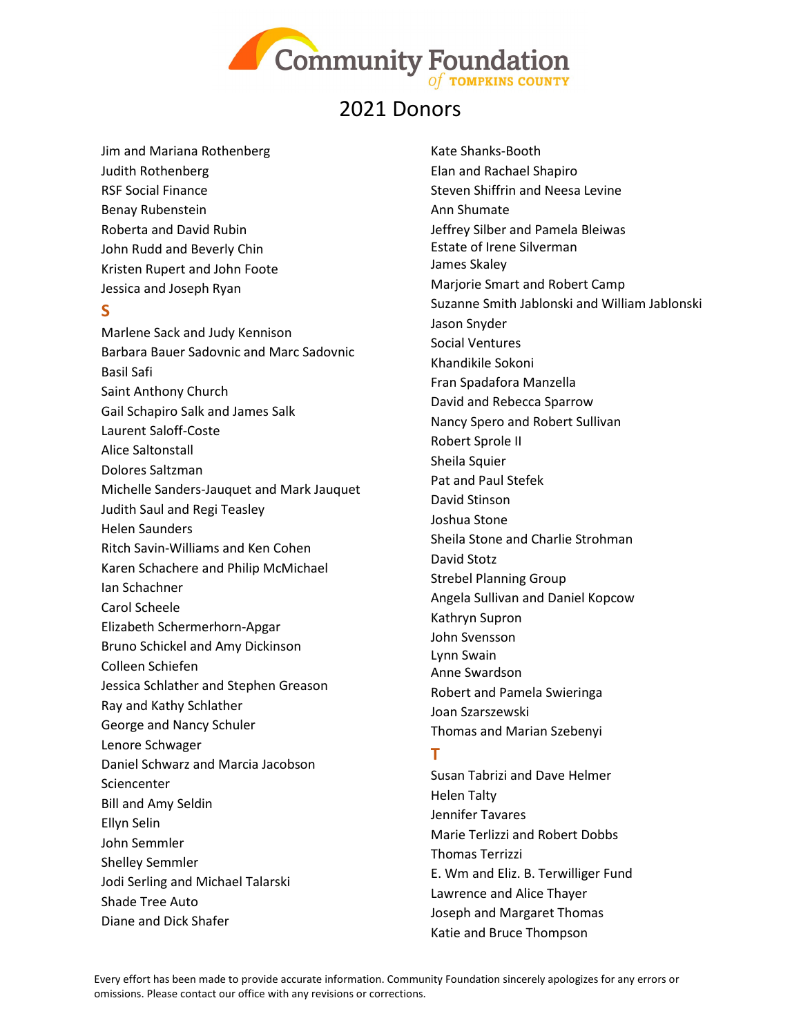# 2021 Donors

Jim and Mariana Rothenberg
Judith Rothenberg
RSF Social Finance
Benay Rubenstein
Roberta and David Rubin
John Rudd and Beverly Chin
Kristen Rupert and John Foote
Jessica and Joseph Ryan

## S

Marlene Sack and Judy Kennison
Barbara Bauer Sadovnic and Marc Sadovnic
Basil Safi
Saint Anthony Church
Gail Schapiro Salk and James Salk
Laurent Saloff-Coste
Alice Saltonstall
Dolores Saltzman
Michelle Sanders-Jauquet and Mark Jauquet
Judith Saul and Regi Teasley
Helen Saunders
Ritch Savin-Williams and Ken Cohen
Karen Schachere and Philip McMichael
Ian Schachner
Carol Scheele
Elizabeth Schermerhorn-Apgar
Bruno Schickel and Amy Dickinson
Colleen Schiefen
Jessica Schlather and Stephen Greason
Ray and Kathy Schlather
George and Nancy Schuler
Lenore Schwager
Daniel Schwarz and Marcia Jacobson
Sciencenter
Bill and Amy Seldin
Ellyn Selin
John Semmler
Shelley Semmler
Jodi Serling and Michael Talarski
Shade Tree Auto
Diane and Dick Shafer
Kate Shanks-Booth
Elan and Rachael Shapiro
Steven Shiffrin and Neesa Levine
Ann Shumate
Jeffrey Silber and Pamela Bleiwas
Estate of Irene Silverman
James Skaley
Marjorie Smart and Robert Camp
Suzanne Smith Jablonski and William Jablonski
Jason Snyder
Social Ventures
Khandikile Sokoni
Fran Spadafora Manzella
David and Rebecca Sparrow
Nancy Spero and Robert Sullivan
Robert Sprole II
Sheila Squier
Pat and Paul Stefek
David Stinson
Joshua Stone
Sheila Stone and Charlie Strohman
David Stotz
Strebel Planning Group
Angela Sullivan and Daniel Kopcow
Kathryn Supron
John Svensson
Lynn Swain
Anne Swardson
Robert and Pamela Swieringa
Joan Szarszewski
Thomas and Marian Szebenyi

## T

Susan Tabrizi and Dave Helmer
Helen Talty
Jennifer Tavares
Marie Terlizzi and Robert Dobbs
Thomas Terrizzi
E. Wm and Eliz. B. Terwilliger Fund
Lawrence and Alice Thayer
Joseph and Margaret Thomas
Katie and Bruce Thompson

Every effort has been made to provide accurate information. Community Foundation sincerely apologizes for any errors or omissions. Please contact our office with any revisions or corrections.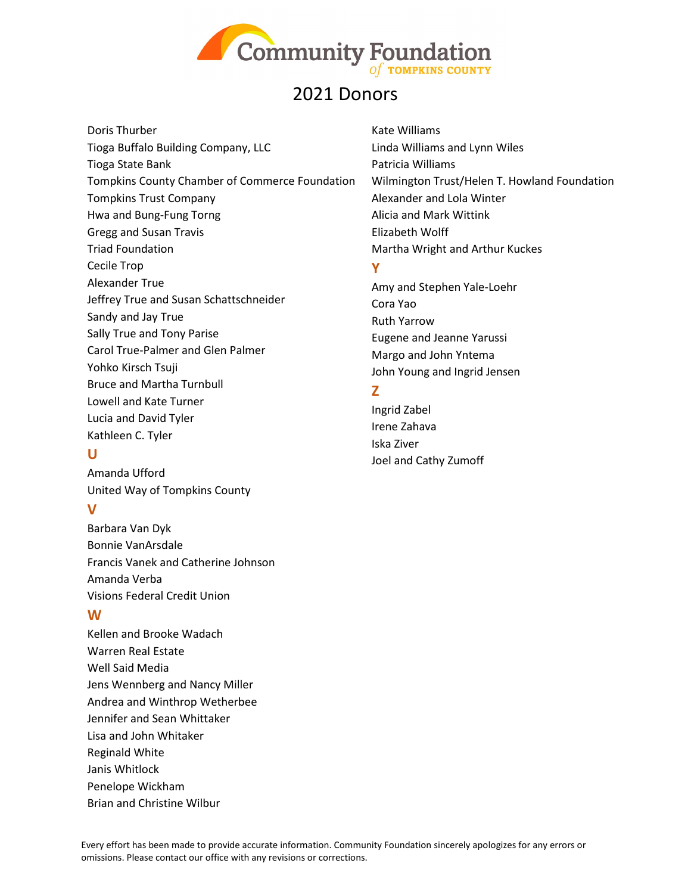# 2021 Donors

Doris Thurber
Tioga Buffalo Building Company, LLC
Tioga State Bank
Tompkins County Chamber of Commerce Foundation
Tompkins Trust Company
Hwa and Bung-Fung Torng
Gregg and Susan Travis
Triad Foundation
Cecile Trop
Alexander True
Jeffrey True and Susan Schattschneider
Sandy and Jay True
Sally True and Tony Parise
Carol True-Palmer and Glen Palmer
Yohko Kirsch Tsuji
Bruce and Martha Turnbull
Lowell and Kate Turner
Lucia and David Tyler
Kathleen C. Tyler

## U

Amanda Ufford
United Way of Tompkins County

## V

Barbara Van Dyk
Bonnie VanArsdale
Francis Vanek and Catherine Johnson
Amanda Verba
Visions Federal Credit Union

## W

Kellen and Brooke Wadach
Warren Real Estate
Well Said Media
Jens Wennberg and Nancy Miller
Andrea and Winthrop Wetherbee
Jennifer and Sean Whittaker
Lisa and John Whitaker
Reginald White
Janis Whitlock
Penelope Wickham
Brian and Christine Wilbur
Kate Williams
Linda Williams and Lynn Wiles
Patricia Williams
Wilmington Trust/Helen T. Howland Foundation
Alexander and Lola Winter
Alicia and Mark Wittink
Elizabeth Wolff
Martha Wright and Arthur Kuckes

## Y

Amy and Stephen Yale-Loehr
Cora Yao
Ruth Yarrow
Eugene and Jeanne Yarussi
Margo and John Yntema
John Young and Ingrid Jensen

## Z

Ingrid Zabel
Irene Zahava
Iska Ziver
Joel and Cathy Zumoff

Every effort has been made to provide accurate information. Community Foundation sincerely apologizes for any errors or omissions. Please contact our office with any revisions or corrections.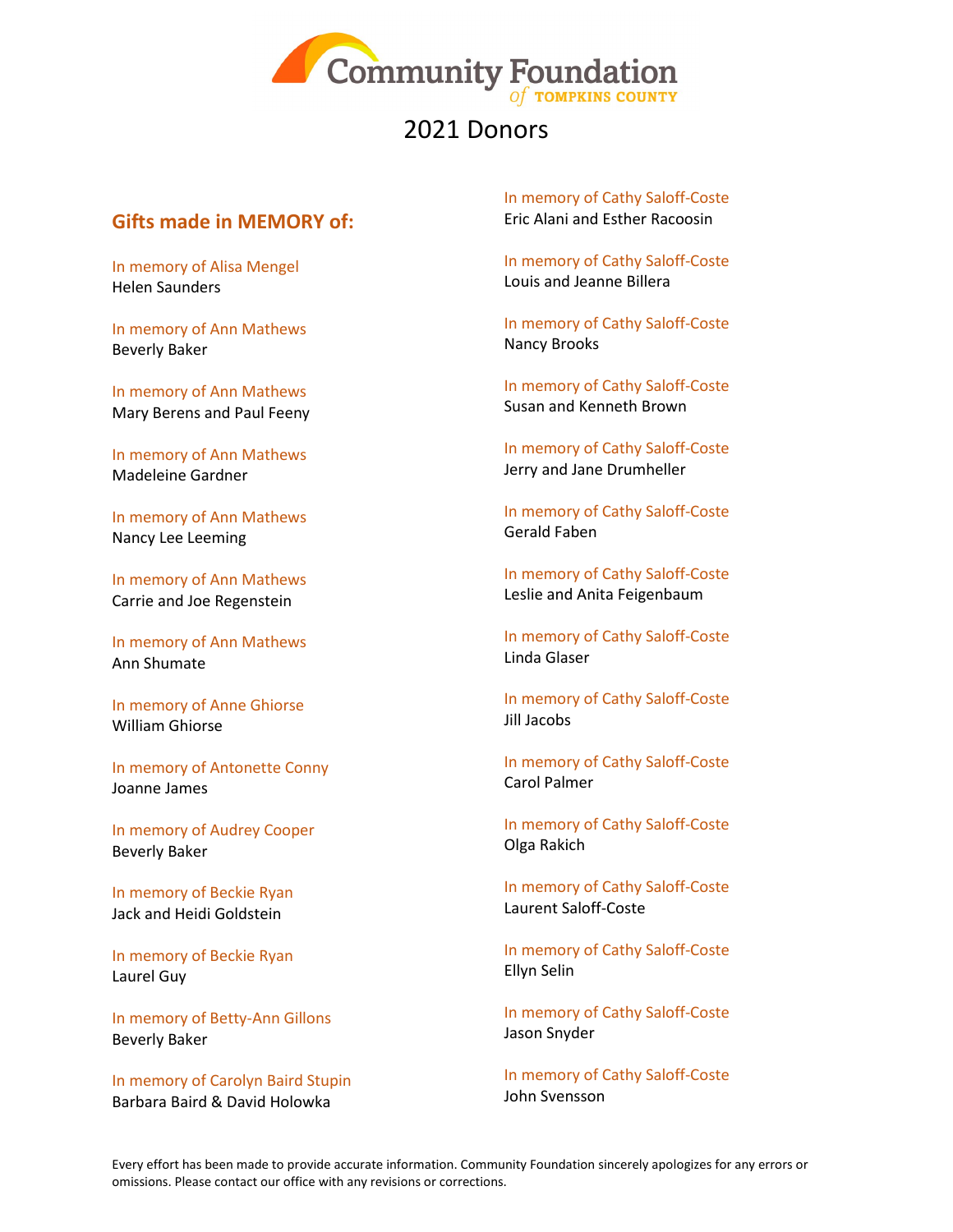# Community Foundation of Tompkins County

## 2021 Donors

### Gifts made in MEMORY of:

In memory of Alisa Mengel
Helen Saunders

In memory of Ann Mathews
Beverly Baker

In memory of Ann Mathews
Mary Berens and Paul Feeny

In memory of Ann Mathews
Madeleine Gardner

In memory of Ann Mathews
Nancy Lee Leeming

In memory of Ann Mathews
Carrie and Joe Regenstein

In memory of Ann Mathews
Ann Shumate

In memory of Anne Ghiorse
William Ghiorse

In memory of Antonette Conny
Joanne James

In memory of Audrey Cooper
Beverly Baker

In memory of Beckie Ryan
Jack and Heidi Goldstein

In memory of Beckie Ryan
Laurel Guy

In memory of Betty-Ann Gillons
Beverly Baker

In memory of Carolyn Baird Stupin
Barbara Baird & David Holowka

In memory of Cathy Saloff-Coste
Eric Alani and Esther Racoosin

In memory of Cathy Saloff-Coste
Louis and Jeanne Billera

In memory of Cathy Saloff-Coste
Nancy Brooks

In memory of Cathy Saloff-Coste
Susan and Kenneth Brown

In memory of Cathy Saloff-Coste
Jerry and Jane Drumheller

In memory of Cathy Saloff-Coste
Gerald Faben

In memory of Cathy Saloff-Coste
Leslie and Anita Feigenbaum

In memory of Cathy Saloff-Coste
Linda Glaser

In memory of Cathy Saloff-Coste
Jill Jacobs

In memory of Cathy Saloff-Coste
Carol Palmer

In memory of Cathy Saloff-Coste
Olga Rakich

In memory of Cathy Saloff-Coste
Laurent Saloff-Coste

In memory of Cathy Saloff-Coste
Ellyn Selin

In memory of Cathy Saloff-Coste
Jason Snyder

In memory of Cathy Saloff-Coste
John Svensson

Every effort has been made to provide accurate information. Community Foundation sincerely apologizes for any errors or omissions. Please contact our office with any revisions or corrections.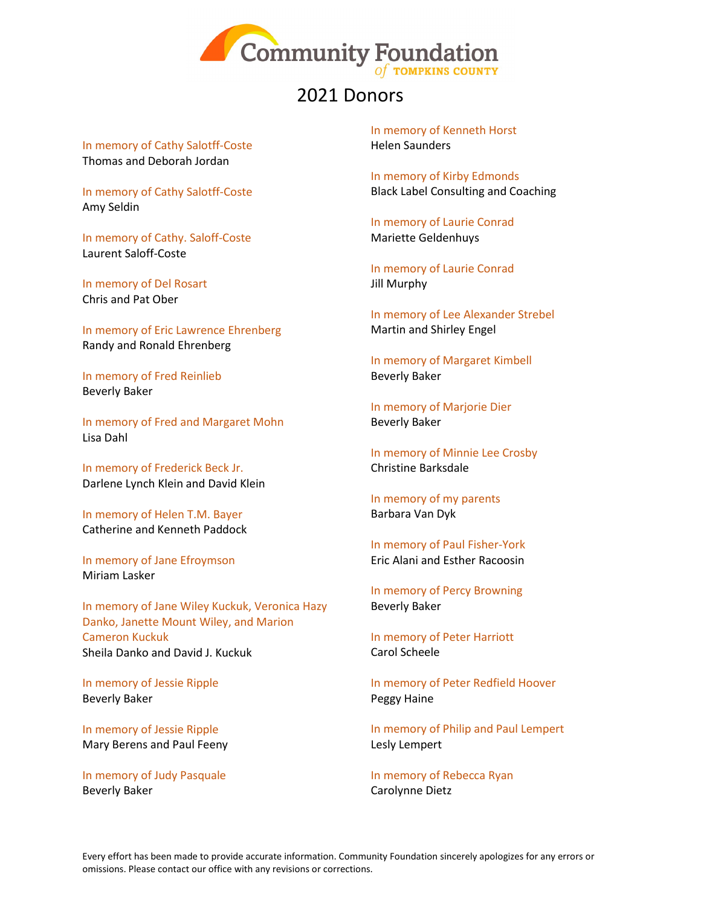Community Foundation of Tompkins County

# 2021 Donors

In memory of Cathy Salotff-Coste
Thomas and Deborah Jordan

In memory of Cathy Salotff-Coste
Amy Seldin

In memory of Cathy. Saloff-Coste
Laurent Saloff-Coste

In memory of Del Rosart
Chris and Pat Ober

In memory of Eric Lawrence Ehrenberg
Randy and Ronald Ehrenberg

In memory of Fred Reinlieb
Beverly Baker

In memory of Fred and Margaret Mohn
Lisa Dahl

In memory of Frederick Beck Jr.
Darlene Lynch Klein and David Klein

In memory of Helen T.M. Bayer
Catherine and Kenneth Paddock

In memory of Jane Efroymson
Miriam Lasker

In memory of Jane Wiley Kuckuk, Veronica Hazy Danko, Janette Mount Wiley, and Marion Cameron Kuckuk
Sheila Danko and David J. Kuckuk

In memory of Jessie Ripple
Beverly Baker

In memory of Jessie Ripple
Mary Berens and Paul Feeny

In memory of Judy Pasquale
Beverly Baker

In memory of Kenneth Horst
Helen Saunders

In memory of Kirby Edmonds
Black Label Consulting and Coaching

In memory of Laurie Conrad
Mariette Geldenhuys

In memory of Laurie Conrad
Jill Murphy

In memory of Lee Alexander Strebel
Martin and Shirley Engel

In memory of Margaret Kimbell
Beverly Baker

In memory of Marjorie Dier
Beverly Baker

In memory of Minnie Lee Crosby
Christine Barksdale

In memory of my parents
Barbara Van Dyk

In memory of Paul Fisher-York
Eric Alani and Esther Racoosin

In memory of Percy Browning
Beverly Baker

In memory of Peter Harriott
Carol Scheele

In memory of Peter Redfield Hoover
Peggy Haine

In memory of Philip and Paul Lempert
Lesly Lempert

In memory of Rebecca Ryan
Carolynne Dietz

Every effort has been made to provide accurate information. Community Foundation sincerely apologizes for any errors or omissions. Please contact our office with any revisions or corrections.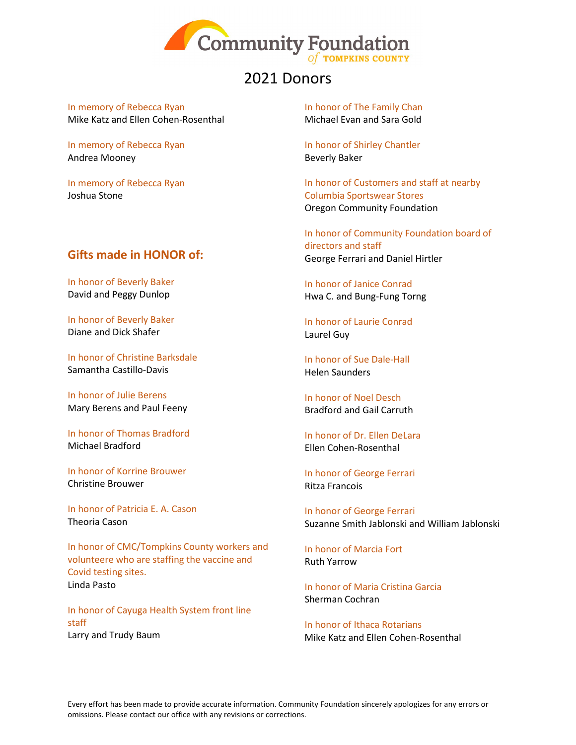# 2021 Donors

In memory of Rebecca Ryan
Mike Katz and Ellen Cohen-Rosenthal

In memory of Rebecca Ryan
Andrea Mooney

In memory of Rebecca Ryan
Joshua Stone

## Gifts made in HONOR of:

In honor of Beverly Baker
David and Peggy Dunlop

In honor of Beverly Baker
Diane and Dick Shafer

In honor of Christine Barksdale
Samantha Castillo-Davis

In honor of Julie Berens
Mary Berens and Paul Feeny

In honor of Thomas Bradford
Michael Bradford

In honor of Korrine Brouwer
Christine Brouwer

In honor of Patricia E. A. Cason
Theoria Cason

In honor of CMC/Tompkins County workers and volunteere who are staffing the vaccine and Covid testing sites.
Linda Pasto

In honor of Cayuga Health System front line staff
Larry and Trudy Baum

In honor of The Family Chan
Michael Evan and Sara Gold

In honor of Shirley Chantler
Beverly Baker

In honor of Customers and staff at nearby Columbia Sportswear Stores
Oregon Community Foundation

In honor of Community Foundation board of directors and staff
George Ferrari and Daniel Hirtler

In honor of Janice Conrad
Hwa C. and Bung-Fung Torng

In honor of Laurie Conrad
Laurel Guy

In honor of Sue Dale-Hall
Helen Saunders

In honor of Noel Desch
Bradford and Gail Carruth

In honor of Dr. Ellen DeLara
Ellen Cohen-Rosenthal

In honor of George Ferrari
Ritza Francois

In honor of George Ferrari
Suzanne Smith Jablonski and William Jablonski

In honor of Marcia Fort
Ruth Yarrow

In honor of Maria Cristina Garcia
Sherman Cochran

In honor of Ithaca Rotarians
Mike Katz and Ellen Cohen-Rosenthal

Every effort has been made to provide accurate information. Community Foundation sincerely apologizes for any errors or omissions. Please contact our office with any revisions or corrections.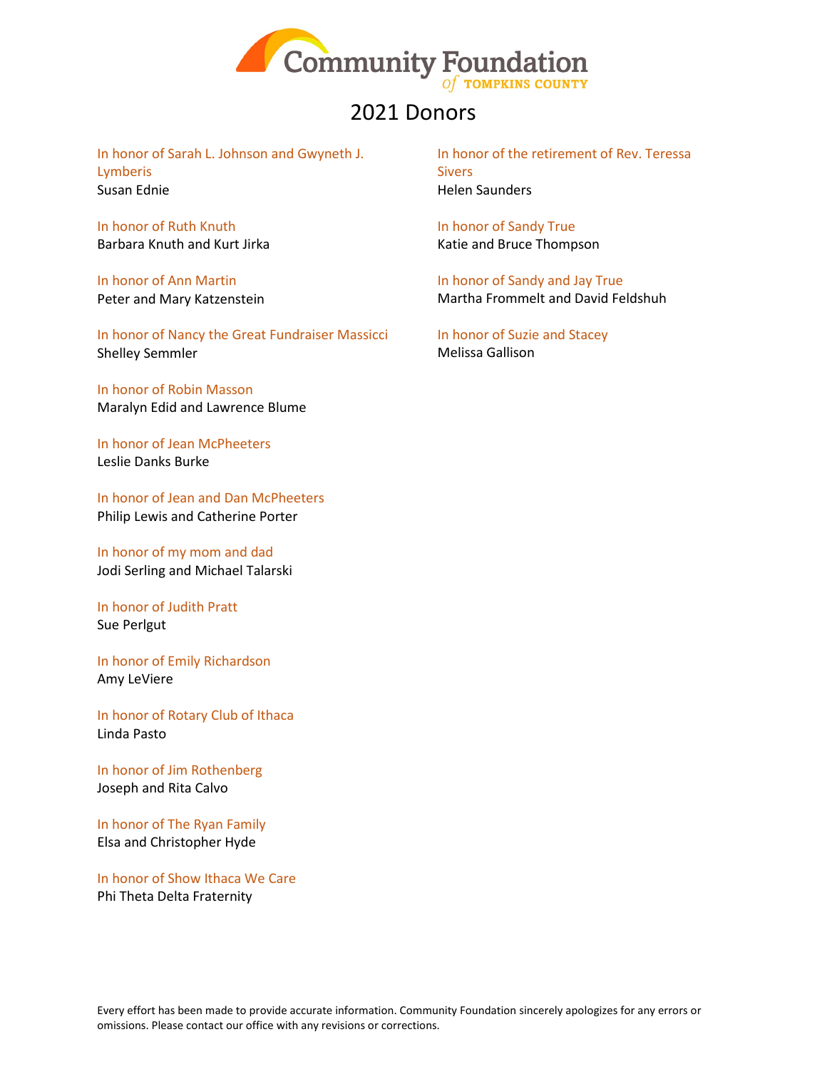Community Foundation of TOMPKINS COUNTY

# 2021 Donors

In honor of Sarah L. Johnson and Gwyneth J. Lymberis
Susan Ednie

In honor of Ruth Knuth
Barbara Knuth and Kurt Jirka

In honor of Ann Martin
Peter and Mary Katzenstein

In honor of Nancy the Great Fundraiser Massicci
Shelley Semmler

In honor of Robin Masson
Maralyn Edid and Lawrence Blume

In honor of Jean McPheeters
Leslie Danks Burke

In honor of Jean and Dan McPheeters
Philip Lewis and Catherine Porter

In honor of my mom and dad
Jodi Serling and Michael Talarski

In honor of Judith Pratt
Sue Perlgut

In honor of Emily Richardson
Amy LeViere

In honor of Rotary Club of Ithaca
Linda Pasto

In honor of Jim Rothenberg
Joseph and Rita Calvo

In honor of The Ryan Family
Elsa and Christopher Hyde

In honor of Show Ithaca We Care
Phi Theta Delta Fraternity

In honor of the retirement of Rev. Teressa Sivers
Helen Saunders

In honor of Sandy True
Katie and Bruce Thompson

In honor of Sandy and Jay True
Martha Frommelt and David Feldshuh

In honor of Suzie and Stacey
Melissa Gallison

Every effort has been made to provide accurate information. Community Foundation sincerely apologizes for any errors or omissions. Please contact our office with any revisions or corrections.